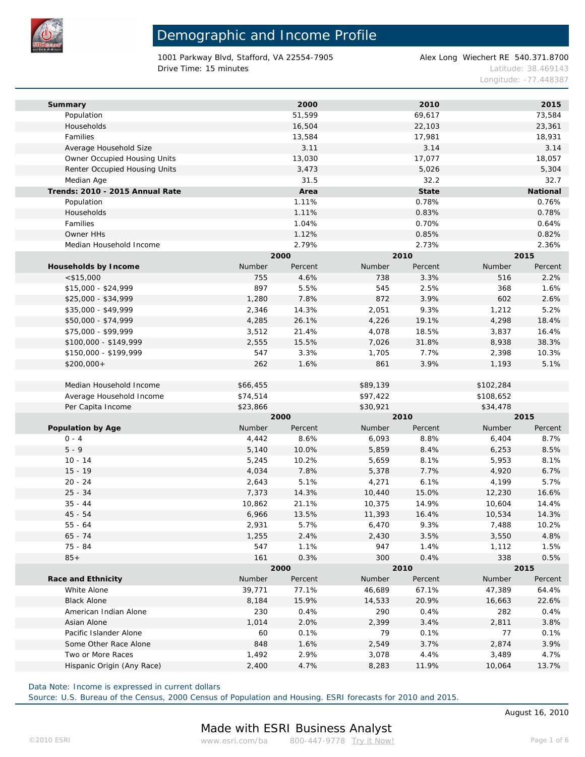# Demographic and Income Profile

1001 Parkway Blvd, Stafford, VA 22554-7905
Drive Time: 15 minutes

Alex Long Wiechert RE 540.371.8700
Latitude: 38.469143
Longitude: -77.448387

| Summary | 2000 | 2010 | 2015 |
|---|---|---|---|
| Population | 51,599 | 69,617 | 73,584 |
| Households | 16,504 | 22,103 | 23,361 |
| Families | 13,584 | 17,981 | 18,931 |
| Average Household Size | 3.11 | 3.14 | 3.14 |
| Owner Occupied Housing Units | 13,030 | 17,077 | 18,057 |
| Renter Occupied Housing Units | 3,473 | 5,026 | 5,304 |
| Median Age | 31.5 | 32.2 | 32.7 |

| Trends: 2010 - 2015 Annual Rate | Area | State | National |
|---|---|---|---|
| Population | 1.11% | 0.78% | 0.76% |
| Households | 1.11% | 0.83% | 0.78% |
| Families | 1.04% | 0.70% | 0.64% |
| Owner HHs | 1.12% | 0.85% | 0.82% |
| Median Household Income | 2.79% | 2.73% | 2.36% |

| | 2000 | | 2010 | | 2015 | |
|---|---|---|---|---|---|---|
| **Households by Income** | Number | Percent | Number | Percent | Number | Percent |
| <$15,000 | 755 | 4.6% | 738 | 3.3% | 516 | 2.2% |
| $15,000 - $24,999 | 897 | 5.5% | 545 | 2.5% | 368 | 1.6% |
| $25,000 - $34,999 | 1,280 | 7.8% | 872 | 3.9% | 602 | 2.6% |
| $35,000 - $49,999 | 2,346 | 14.3% | 2,051 | 9.3% | 1,212 | 5.2% |
| $50,000 - $74,999 | 4,285 | 26.1% | 4,226 | 19.1% | 4,298 | 18.4% |
| $75,000 - $99,999 | 3,512 | 21.4% | 4,078 | 18.5% | 3,837 | 16.4% |
| $100,000 - $149,999 | 2,555 | 15.5% | 7,026 | 31.8% | 8,938 | 38.3% |
| $150,000 - $199,999 | 547 | 3.3% | 1,705 | 7.7% | 2,398 | 10.3% |
| $200,000+ | 262 | 1.6% | 861 | 3.9% | 1,193 | 5.1% |
| | | | | | | |
| Median Household Income | $66,455 | | $89,139 | | $102,284 | |
| Average Household Income | $74,514 | | $97,422 | | $108,652 | |
| Per Capita Income | $23,866 | | $30,921 | | $34,478 | |

| | 2000 | | 2010 | | 2015 | |
|---|---|---|---|---|---|---|
| **Population by Age** | Number | Percent | Number | Percent | Number | Percent |
| 0 - 4 | 4,442 | 8.6% | 6,093 | 8.8% | 6,404 | 8.7% |
| 5 - 9 | 5,140 | 10.0% | 5,859 | 8.4% | 6,253 | 8.5% |
| 10 - 14 | 5,245 | 10.2% | 5,659 | 8.1% | 5,953 | 8.1% |
| 15 - 19 | 4,034 | 7.8% | 5,378 | 7.7% | 4,920 | 6.7% |
| 20 - 24 | 2,643 | 5.1% | 4,271 | 6.1% | 4,199 | 5.7% |
| 25 - 34 | 7,373 | 14.3% | 10,440 | 15.0% | 12,230 | 16.6% |
| 35 - 44 | 10,862 | 21.1% | 10,375 | 14.9% | 10,604 | 14.4% |
| 45 - 54 | 6,966 | 13.5% | 11,393 | 16.4% | 10,534 | 14.3% |
| 55 - 64 | 2,931 | 5.7% | 6,470 | 9.3% | 7,488 | 10.2% |
| 65 - 74 | 1,255 | 2.4% | 2,430 | 3.5% | 3,550 | 4.8% |
| 75 - 84 | 547 | 1.1% | 947 | 1.4% | 1,112 | 1.5% |
| 85+ | 161 | 0.3% | 300 | 0.4% | 338 | 0.5% |

| | 2000 | | 2010 | | 2015 | |
|---|---|---|---|---|---|---|
| **Race and Ethnicity** | Number | Percent | Number | Percent | Number | Percent |
| White Alone | 39,771 | 77.1% | 46,689 | 67.1% | 47,389 | 64.4% |
| Black Alone | 8,184 | 15.9% | 14,533 | 20.9% | 16,663 | 22.6% |
| American Indian Alone | 230 | 0.4% | 290 | 0.4% | 282 | 0.4% |
| Asian Alone | 1,014 | 2.0% | 2,399 | 3.4% | 2,811 | 3.8% |
| Pacific Islander Alone | 60 | 0.1% | 79 | 0.1% | 77 | 0.1% |
| Some Other Race Alone | 848 | 1.6% | 2,549 | 3.7% | 2,874 | 3.9% |
| Two or More Races | 1,492 | 2.9% | 3,078 | 4.4% | 3,489 | 4.7% |
| Hispanic Origin (Any Race) | 2,400 | 4.7% | 8,283 | 11.9% | 10,064 | 13.7% |

Data Note: Income is expressed in current dollars
Source: U.S. Bureau of the Census, 2000 Census of Population and Housing. ESRI forecasts for 2010 and 2015.

August 16, 2010

Made with ESRI Business Analyst

©2010 ESRI www.esri.com/ba 800-447-9778 Try it Now!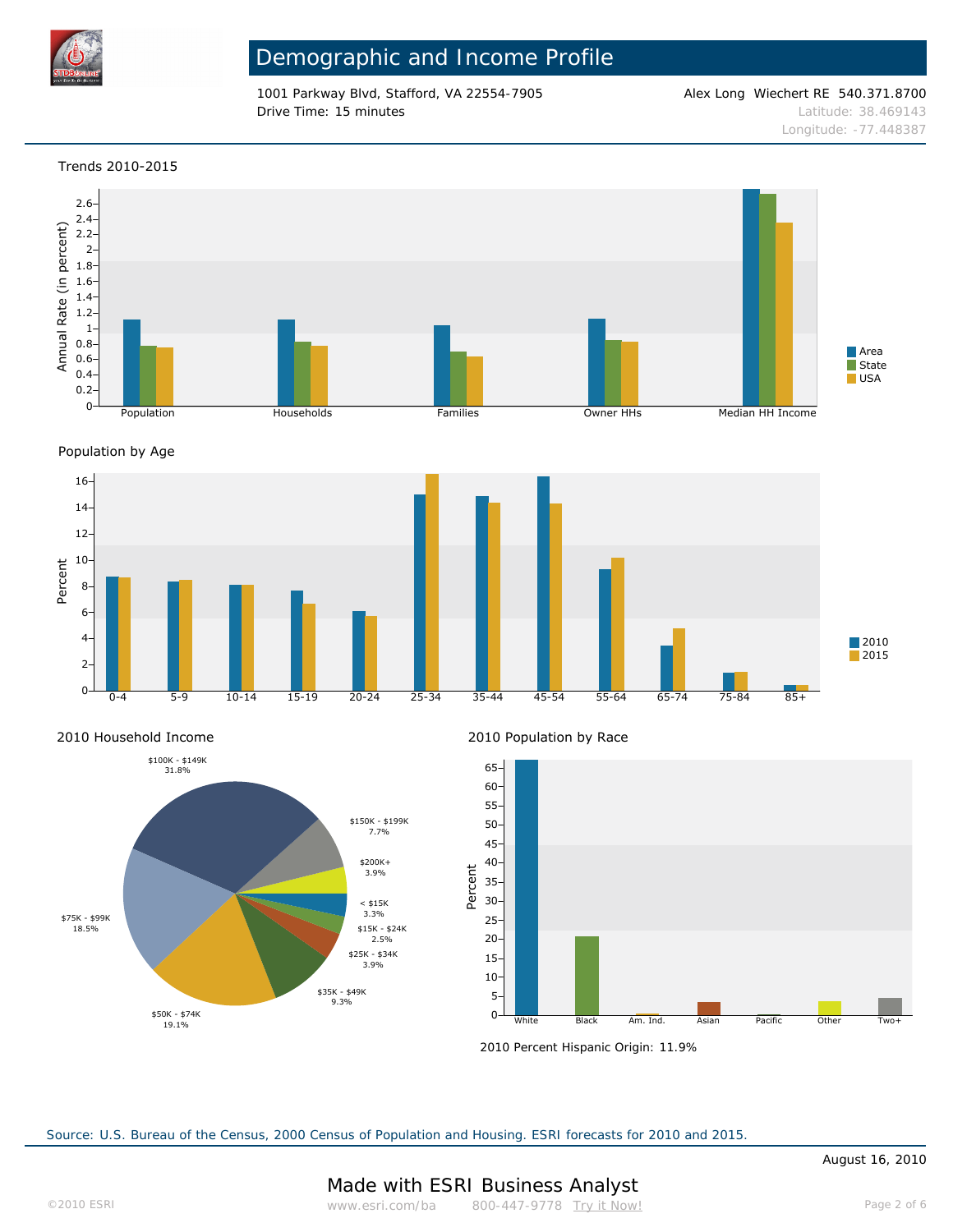# Demographic and Income Profile

1001 Parkway Blvd, Stafford, VA 22554-7905
Drive Time: 15 minutes

Alex Long Wiechert RE 540.371.8700
Latitude: 38.469143
Longitude: -77.448387

## Trends 2010-2015

Annual Rate (in percent)

Population | Households | Families | Owner HHs | Median HH Income

Area | State | USA

## Population by Age

Percent

0-4 | 5-9 | 10-14 | 15-19 | 20-24 | 25-34 | 35-44 | 45-54 | 55-64 | 65-74 | 75-84 | 85+

2010 | 2015

## 2010 Household Income

| Income | Percent |
|---|---|
| $100K - $149K | 31.8% |
| $150K - $199K | 7.7% |
| $200K+ | 3.9% |
| < $15K | 3.3% |
| $15K - $24K | 2.5% |
| $25K - $34K | 3.9% |
| $35K - $49K | 9.3% |
| $50K - $74K | 19.1% |
| $75K - $99K | 18.5% |

## 2010 Population by Race

Percent

White | Black | Am. Ind. | Asian | Pacific | Other | Two+

2010 Percent Hispanic Origin: 11.9%

Source: U.S. Bureau of the Census, 2000 Census of Population and Housing. ESRI forecasts for 2010 and 2015.

August 16, 2010

Made with ESRI Business Analyst

©2010 ESRI www.esri.com/ba 800-447-9778 Try it Now!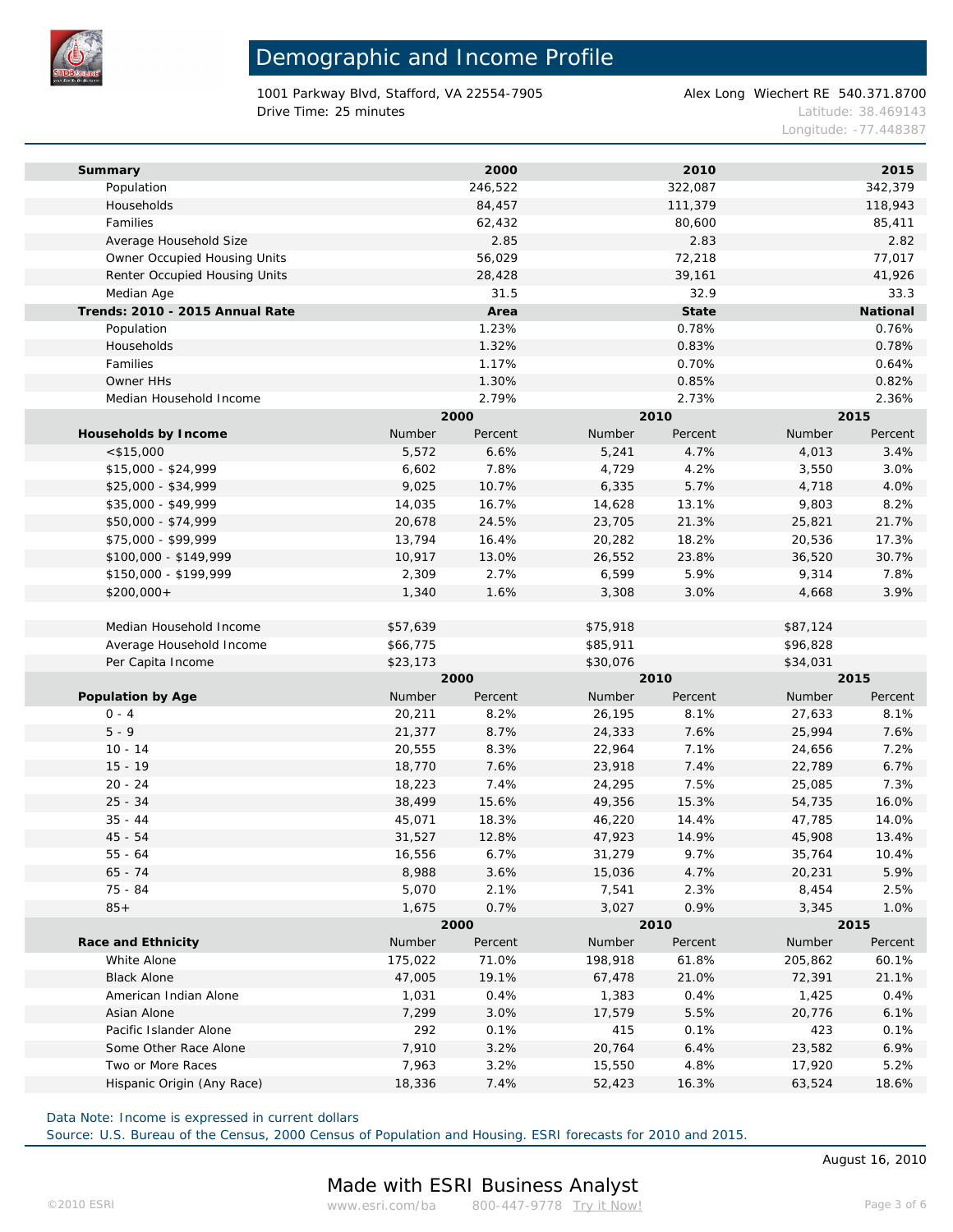# Demographic and Income Profile

1001 Parkway Blvd, Stafford, VA 22554-7905
Drive Time: 25 minutes

Alex Long Wiechert RE 540.371.8700
Latitude: 38.469143
Longitude: -77.448387

| Summary | 2000 | 2010 | 2015 |
|---|---|---|---|
| Population | 246,522 | 322,087 | 342,379 |
| Households | 84,457 | 111,379 | 118,943 |
| Families | 62,432 | 80,600 | 85,411 |
| Average Household Size | 2.85 | 2.83 | 2.82 |
| Owner Occupied Housing Units | 56,029 | 72,218 | 77,017 |
| Renter Occupied Housing Units | 28,428 | 39,161 | 41,926 |
| Median Age | 31.5 | 32.9 | 33.3 |
| **Trends: 2010 - 2015 Annual Rate** | **Area** | **State** | **National** |
| Population | 1.23% | 0.78% | 0.76% |
| Households | 1.32% | 0.83% | 0.78% |
| Families | 1.17% | 0.70% | 0.64% |
| Owner HHs | 1.30% | 0.85% | 0.82% |
| Median Household Income | 2.79% | 2.73% | 2.36% |

| | 2000 | | 2010 | | 2015 | |
|---|---|---|---|---|---|---|
| **Households by Income** | Number | Percent | Number | Percent | Number | Percent |
| <$15,000 | 5,572 | 6.6% | 5,241 | 4.7% | 4,013 | 3.4% |
| $15,000 - $24,999 | 6,602 | 7.8% | 4,729 | 4.2% | 3,550 | 3.0% |
| $25,000 - $34,999 | 9,025 | 10.7% | 6,335 | 5.7% | 4,718 | 4.0% |
| $35,000 - $49,999 | 14,035 | 16.7% | 14,628 | 13.1% | 9,803 | 8.2% |
| $50,000 - $74,999 | 20,678 | 24.5% | 23,705 | 21.3% | 25,821 | 21.7% |
| $75,000 - $99,999 | 13,794 | 16.4% | 20,282 | 18.2% | 20,536 | 17.3% |
| $100,000 - $149,999 | 10,917 | 13.0% | 26,552 | 23.8% | 36,520 | 30.7% |
| $150,000 - $199,999 | 2,309 | 2.7% | 6,599 | 5.9% | 9,314 | 7.8% |
| $200,000+ | 1,340 | 1.6% | 3,308 | 3.0% | 4,668 | 3.9% |
| | | | | | | |
| Median Household Income | $57,639 | | $75,918 | | $87,124 | |
| Average Household Income | $66,775 | | $85,911 | | $96,828 | |
| Per Capita Income | $23,173 | | $30,076 | | $34,031 | |

| | 2000 | | 2010 | | 2015 | |
|---|---|---|---|---|---|---|
| **Population by Age** | Number | Percent | Number | Percent | Number | Percent |
| 0 - 4 | 20,211 | 8.2% | 26,195 | 8.1% | 27,633 | 8.1% |
| 5 - 9 | 21,377 | 8.7% | 24,333 | 7.6% | 25,994 | 7.6% |
| 10 - 14 | 20,555 | 8.3% | 22,964 | 7.1% | 24,656 | 7.2% |
| 15 - 19 | 18,770 | 7.6% | 23,918 | 7.4% | 22,789 | 6.7% |
| 20 - 24 | 18,223 | 7.4% | 24,295 | 7.5% | 25,085 | 7.3% |
| 25 - 34 | 38,499 | 15.6% | 49,356 | 15.3% | 54,735 | 16.0% |
| 35 - 44 | 45,071 | 18.3% | 46,220 | 14.4% | 47,785 | 14.0% |
| 45 - 54 | 31,527 | 12.8% | 47,923 | 14.9% | 45,908 | 13.4% |
| 55 - 64 | 16,556 | 6.7% | 31,279 | 9.7% | 35,764 | 10.4% |
| 65 - 74 | 8,988 | 3.6% | 15,036 | 4.7% | 20,231 | 5.9% |
| 75 - 84 | 5,070 | 2.1% | 7,541 | 2.3% | 8,454 | 2.5% |
| 85+ | 1,675 | 0.7% | 3,027 | 0.9% | 3,345 | 1.0% |

| | 2000 | | 2010 | | 2015 | |
|---|---|---|---|---|---|---|
| **Race and Ethnicity** | Number | Percent | Number | Percent | Number | Percent |
| White Alone | 175,022 | 71.0% | 198,918 | 61.8% | 205,862 | 60.1% |
| Black Alone | 47,005 | 19.1% | 67,478 | 21.0% | 72,391 | 21.1% |
| American Indian Alone | 1,031 | 0.4% | 1,383 | 0.4% | 1,425 | 0.4% |
| Asian Alone | 7,299 | 3.0% | 17,579 | 5.5% | 20,776 | 6.1% |
| Pacific Islander Alone | 292 | 0.1% | 415 | 0.1% | 423 | 0.1% |
| Some Other Race Alone | 7,910 | 3.2% | 20,764 | 6.4% | 23,582 | 6.9% |
| Two or More Races | 7,963 | 3.2% | 15,550 | 4.8% | 17,920 | 5.2% |
| Hispanic Origin (Any Race) | 18,336 | 7.4% | 52,423 | 16.3% | 63,524 | 18.6% |

Data Note: Income is expressed in current dollars
Source: U.S. Bureau of the Census, 2000 Census of Population and Housing. ESRI forecasts for 2010 and 2015.

August 16, 2010

Made with ESRI Business Analyst

©2010 ESRI www.esri.com/ba 800-447-9778 Try it Now!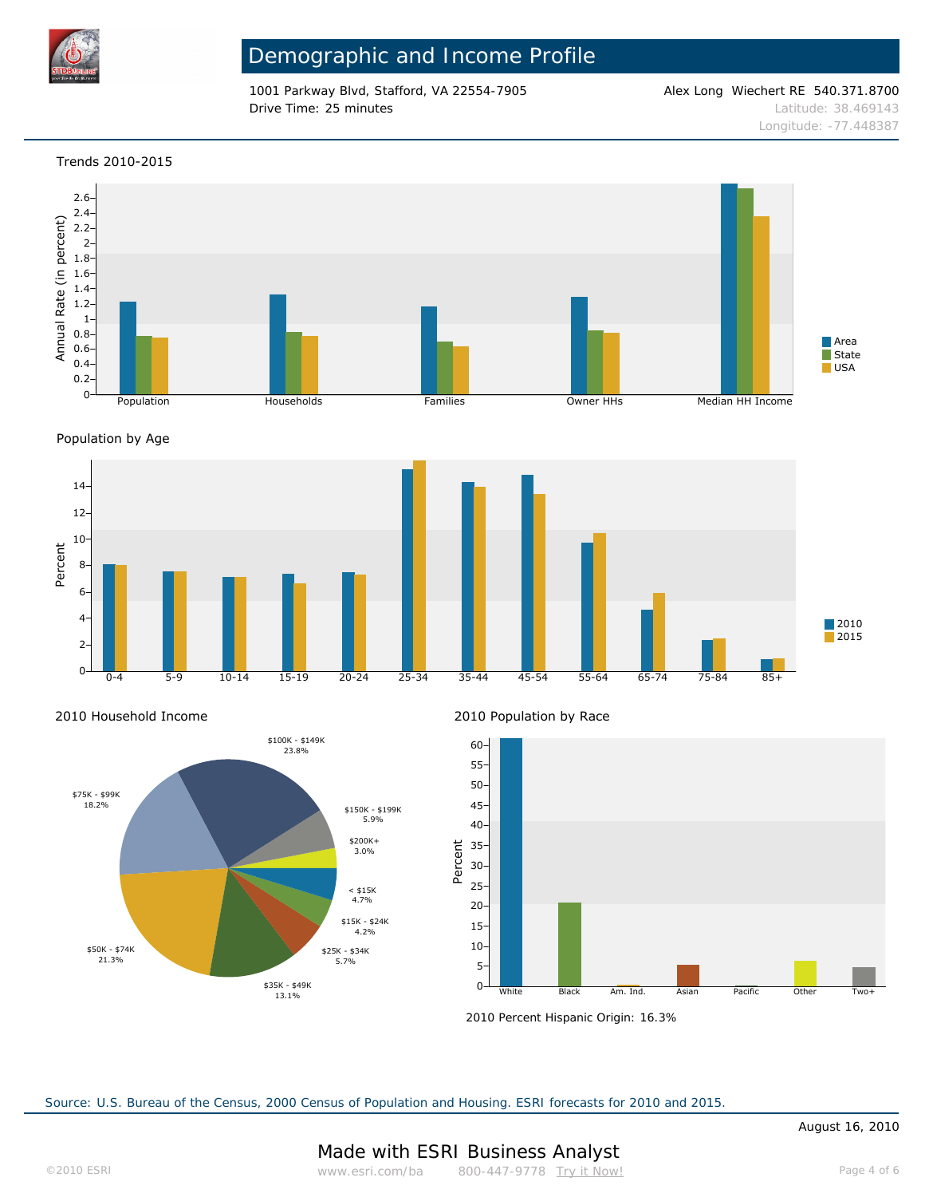# Demographic and Income Profile

1001 Parkway Blvd, Stafford, VA 22554-7905
Drive Time: 25 minutes

Alex Long Wiechert RE 540.371.8700
Latitude: 38.469143
Longitude: -77.448387

## Trends 2010-2015

Annual Rate (in percent)

Population | Households | Families | Owner HHs | Median HH Income

Legend: Area, State, USA

## Population by Age

Percent

0-4 | 5-9 | 10-14 | 15-19 | 20-24 | 25-34 | 35-44 | 45-54 | 55-64 | 65-74 | 75-84 | 85+

Legend: 2010, 2015

## 2010 Household Income

| Income | Percent |
|---|---|
| < $15K | 4.7% |
| $15K - $24K | 4.2% |
| $25K - $34K | 5.7% |
| $35K - $49K | 13.1% |
| $50K - $74K | 21.3% |
| $75K - $99K | 18.2% |
| $100K - $149K | 23.8% |
| $150K - $199K | 5.9% |
| $200K+ | 3.0% |

## 2010 Population by Race

Percent

White | Black | Am. Ind. | Asian | Pacific | Other | Two+

2010 Percent Hispanic Origin: 16.3%

Source: U.S. Bureau of the Census, 2000 Census of Population and Housing. ESRI forecasts for 2010 and 2015.

August 16, 2010

Made with ESRI Business Analyst

©2010 ESRI www.esri.com/ba 800-447-9778 Try it Now!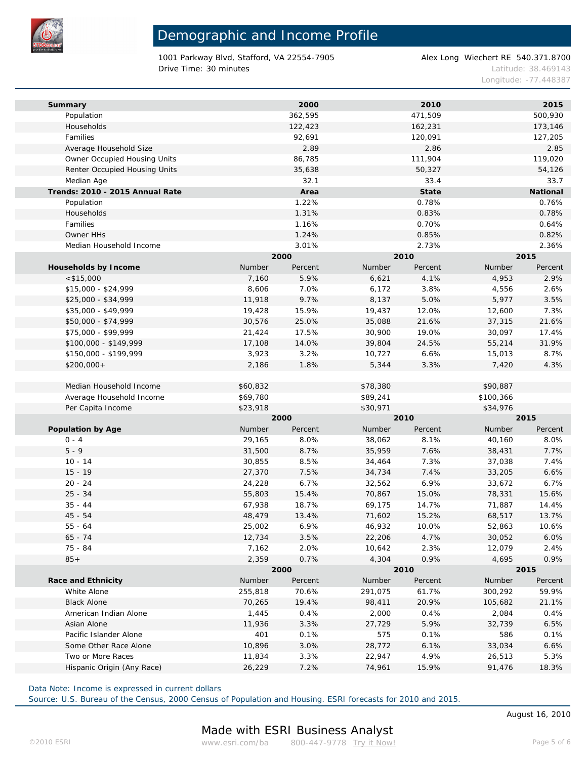# Demographic and Income Profile

1001 Parkway Blvd, Stafford, VA 22554-7905
Drive Time: 30 minutes

Alex Long Wiechert RE 540.371.8700
Latitude: 38.469143
Longitude: -77.448387

| Summary | 2000 | 2010 | 2015 |
|---|---|---|---|
| Population | 362,595 | 471,509 | 500,930 |
| Households | 122,423 | 162,231 | 173,146 |
| Families | 92,691 | 120,091 | 127,205 |
| Average Household Size | 2.89 | 2.86 | 2.85 |
| Owner Occupied Housing Units | 86,785 | 111,904 | 119,020 |
| Renter Occupied Housing Units | 35,638 | 50,327 | 54,126 |
| Median Age | 32.1 | 33.4 | 33.7 |

| Trends: 2010 - 2015 Annual Rate | Area | State | National |
|---|---|---|---|
| Population | 1.22% | 0.78% | 0.76% |
| Households | 1.31% | 0.83% | 0.78% |
| Families | 1.16% | 0.70% | 0.64% |
| Owner HHs | 1.24% | 0.85% | 0.82% |
| Median Household Income | 3.01% | 2.73% | 2.36% |

| | 2000 | | 2010 | | 2015 | |
|---|---|---|---|---|---|---|
| **Households by Income** | Number | Percent | Number | Percent | Number | Percent |
| <$15,000 | 7,160 | 5.9% | 6,621 | 4.1% | 4,953 | 2.9% |
| $15,000 - $24,999 | 8,606 | 7.0% | 6,172 | 3.8% | 4,556 | 2.6% |
| $25,000 - $34,999 | 11,918 | 9.7% | 8,137 | 5.0% | 5,977 | 3.5% |
| $35,000 - $49,999 | 19,428 | 15.9% | 19,437 | 12.0% | 12,600 | 7.3% |
| $50,000 - $74,999 | 30,576 | 25.0% | 35,088 | 21.6% | 37,315 | 21.6% |
| $75,000 - $99,999 | 21,424 | 17.5% | 30,900 | 19.0% | 30,097 | 17.4% |
| $100,000 - $149,999 | 17,108 | 14.0% | 39,804 | 24.5% | 55,214 | 31.9% |
| $150,000 - $199,999 | 3,923 | 3.2% | 10,727 | 6.6% | 15,013 | 8.7% |
| $200,000+ | 2,186 | 1.8% | 5,344 | 3.3% | 7,420 | 4.3% |
| | | | | | | |
| Median Household Income | $60,832 | | $78,380 | | $90,887 | |
| Average Household Income | $69,780 | | $89,241 | | $100,366 | |
| Per Capita Income | $23,918 | | $30,971 | | $34,976 | |

| | 2000 | | 2010 | | 2015 | |
|---|---|---|---|---|---|---|
| **Population by Age** | Number | Percent | Number | Percent | Number | Percent |
| 0 - 4 | 29,165 | 8.0% | 38,062 | 8.1% | 40,160 | 8.0% |
| 5 - 9 | 31,500 | 8.7% | 35,959 | 7.6% | 38,431 | 7.7% |
| 10 - 14 | 30,855 | 8.5% | 34,464 | 7.3% | 37,038 | 7.4% |
| 15 - 19 | 27,370 | 7.5% | 34,734 | 7.4% | 33,205 | 6.6% |
| 20 - 24 | 24,228 | 6.7% | 32,562 | 6.9% | 33,672 | 6.7% |
| 25 - 34 | 55,803 | 15.4% | 70,867 | 15.0% | 78,331 | 15.6% |
| 35 - 44 | 67,938 | 18.7% | 69,175 | 14.7% | 71,887 | 14.4% |
| 45 - 54 | 48,479 | 13.4% | 71,602 | 15.2% | 68,517 | 13.7% |
| 55 - 64 | 25,002 | 6.9% | 46,932 | 10.0% | 52,863 | 10.6% |
| 65 - 74 | 12,734 | 3.5% | 22,206 | 4.7% | 30,052 | 6.0% |
| 75 - 84 | 7,162 | 2.0% | 10,642 | 2.3% | 12,079 | 2.4% |
| 85+ | 2,359 | 0.7% | 4,304 | 0.9% | 4,695 | 0.9% |

| | 2000 | | 2010 | | 2015 | |
|---|---|---|---|---|---|---|
| **Race and Ethnicity** | Number | Percent | Number | Percent | Number | Percent |
| White Alone | 255,818 | 70.6% | 291,075 | 61.7% | 300,292 | 59.9% |
| Black Alone | 70,265 | 19.4% | 98,411 | 20.9% | 105,682 | 21.1% |
| American Indian Alone | 1,445 | 0.4% | 2,000 | 0.4% | 2,084 | 0.4% |
| Asian Alone | 11,936 | 3.3% | 27,729 | 5.9% | 32,739 | 6.5% |
| Pacific Islander Alone | 401 | 0.1% | 575 | 0.1% | 586 | 0.1% |
| Some Other Race Alone | 10,896 | 3.0% | 28,772 | 6.1% | 33,034 | 6.6% |
| Two or More Races | 11,834 | 3.3% | 22,947 | 4.9% | 26,513 | 5.3% |
| Hispanic Origin (Any Race) | 26,229 | 7.2% | 74,961 | 15.9% | 91,476 | 18.3% |

Data Note: Income is expressed in current dollars
Source: U.S. Bureau of the Census, 2000 Census of Population and Housing. ESRI forecasts for 2010 and 2015.

August 16, 2010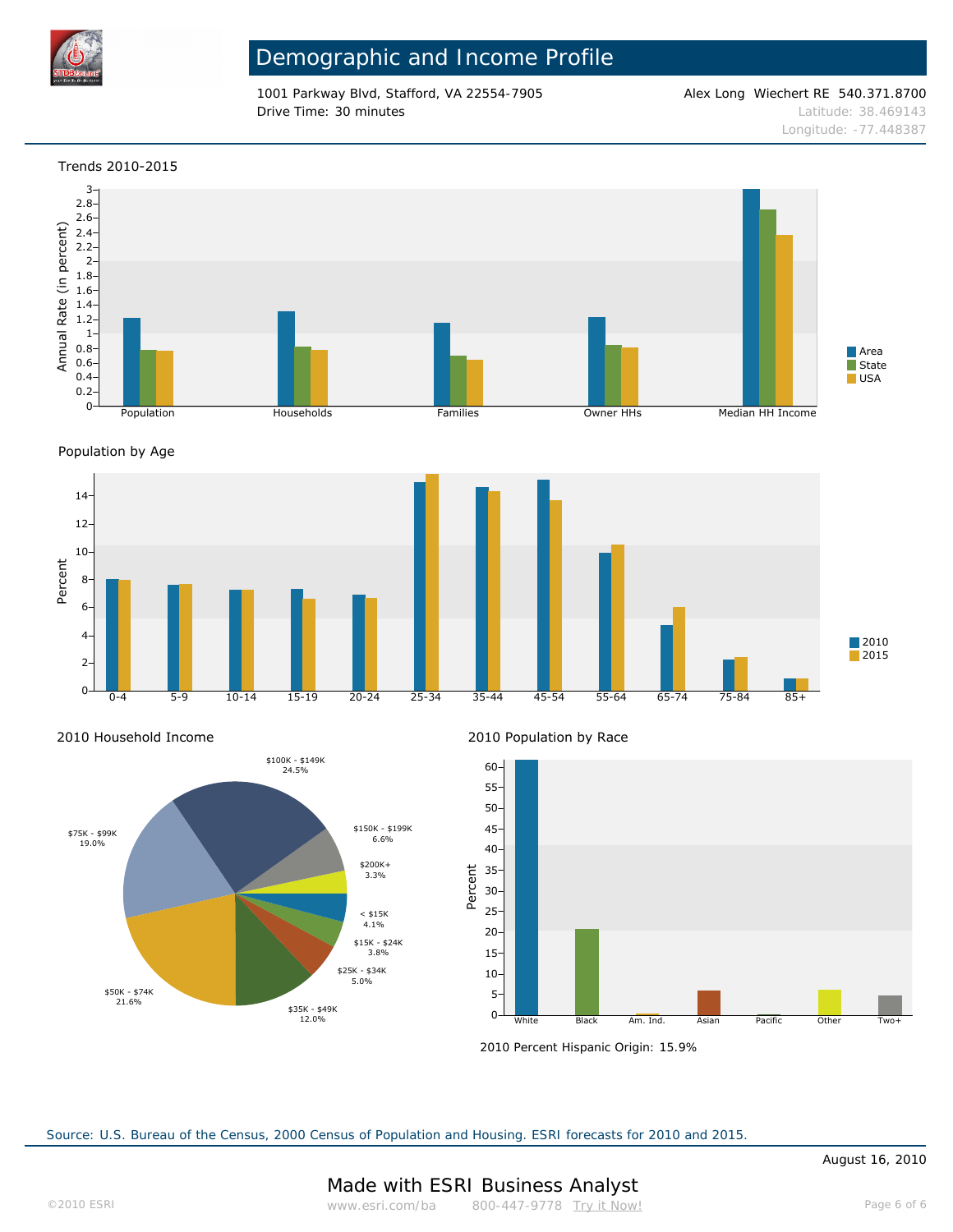# Demographic and Income Profile

1001 Parkway Blvd, Stafford, VA 22554-7905
Drive Time: 30 minutes

Alex Long  Wiechert RE  540.371.8700
Latitude: 38.469143
Longitude: -77.448387

## Trends 2010-2015

Annual Rate (in percent)

3
2.8
2.6
2.4
2.2
2
1.8
1.6
1.4
1.2
1
0.8
0.6
0.4
0.2
0

Population
Households
Families
Owner HHs
Median HH Income

Area
State
USA

## Population by Age

Percent

14
12
10
8
6
4
2
0

0-4
5-9
10-14
15-19
20-24
25-34
35-44
45-54
55-64
65-74
75-84
85+

2010
2015

## 2010 Household Income

$100K - $149K 24.5%
$150K - $199K 6.6%
$200K+ 3.3%
< $15K 4.1%
$15K - $24K 3.8%
$25K - $34K 5.0%
$35K - $49K 12.0%
$50K - $74K 21.6%
$75K - $99K 19.0%

## 2010 Population by Race

Percent

60
55
50
45
40
35
30
25
20
15
10
5
0

White
Black
Am. Ind.
Asian
Pacific
Other
Two+

2010 Percent Hispanic Origin: 15.9%

Source: U.S. Bureau of the Census, 2000 Census of Population and Housing. ESRI forecasts for 2010 and 2015.

August 16, 2010